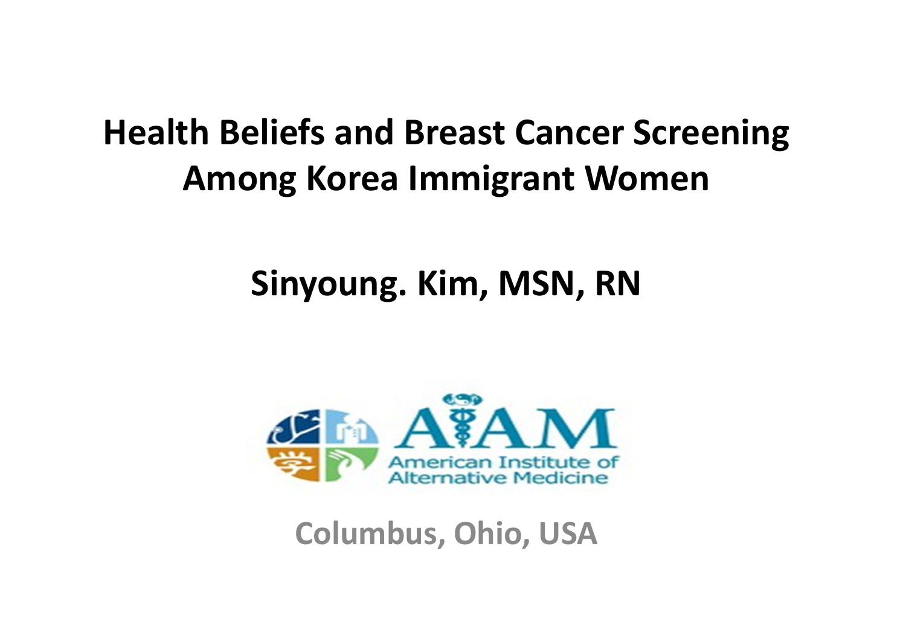# Health Beliefs and Breast Cancer Screening Among Korea Immigrant Women

**Sinyoung. Kim, MSN, RN**

AIAM

American Institute of Alternative Medicine

Columbus, Ohio, USA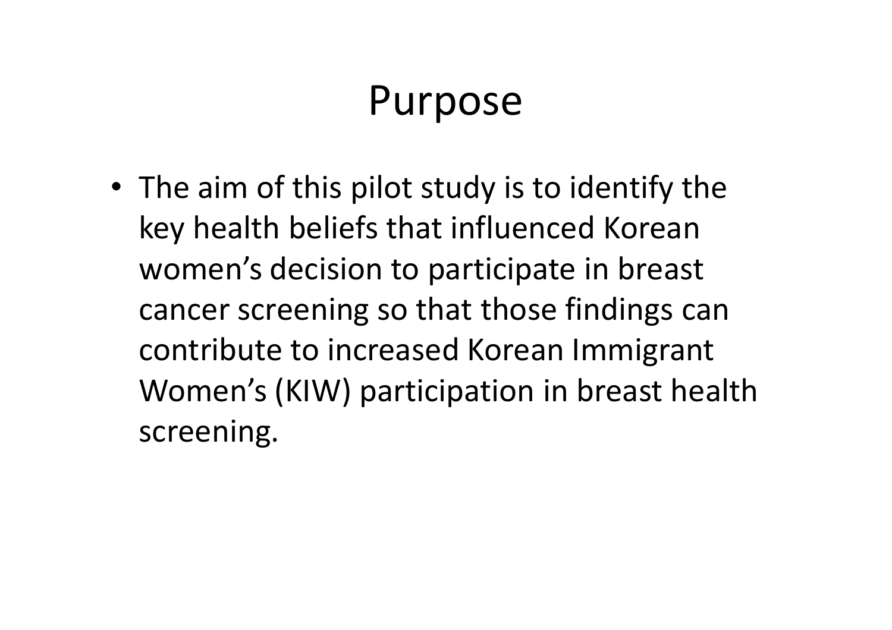# Purpose

- The aim of this pilot study is to identify the key health beliefs that influenced Korean women's decision to participate in breast cancer screening so that those findings can contribute to increased Korean Immigrant Women's (KIW) participation in breast health screening.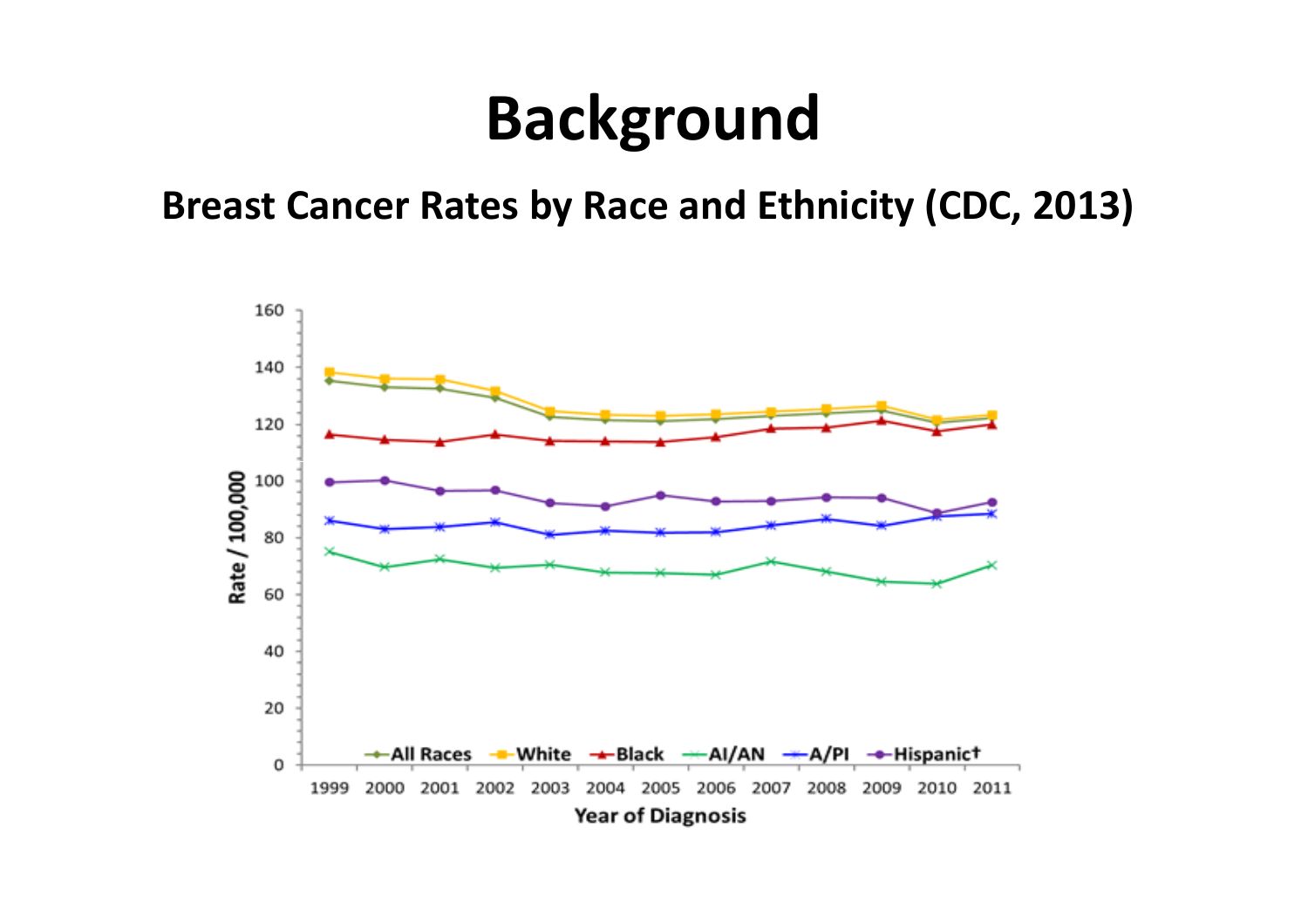# Background

## Breast Cancer Rates by Race and Ethnicity (CDC, 2013)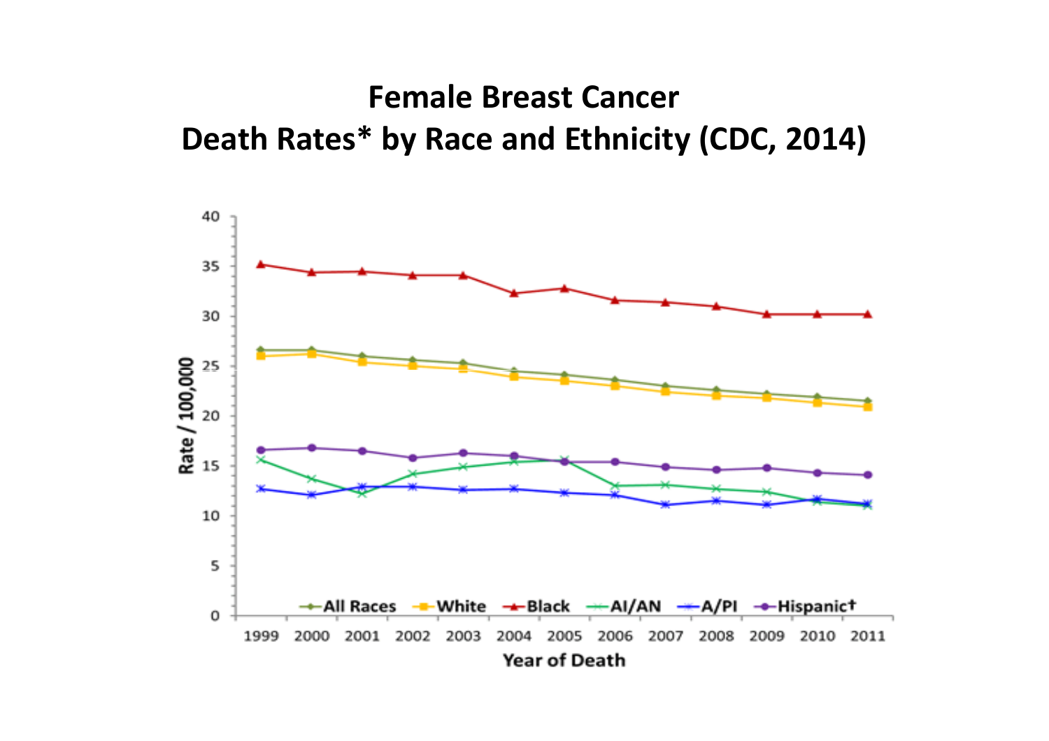# Female Breast Cancer
# Death Rates* by Race and Ethnicity (CDC, 2014)

Rate / 100,000

40
35
30
25
20
15
10
5
0

All Races — White — Black — AI/AN — A/PI — Hispanic†

1999 2000 2001 2002 2003 2004 2005 2006 2007 2008 2009 2010 2011

Year of Death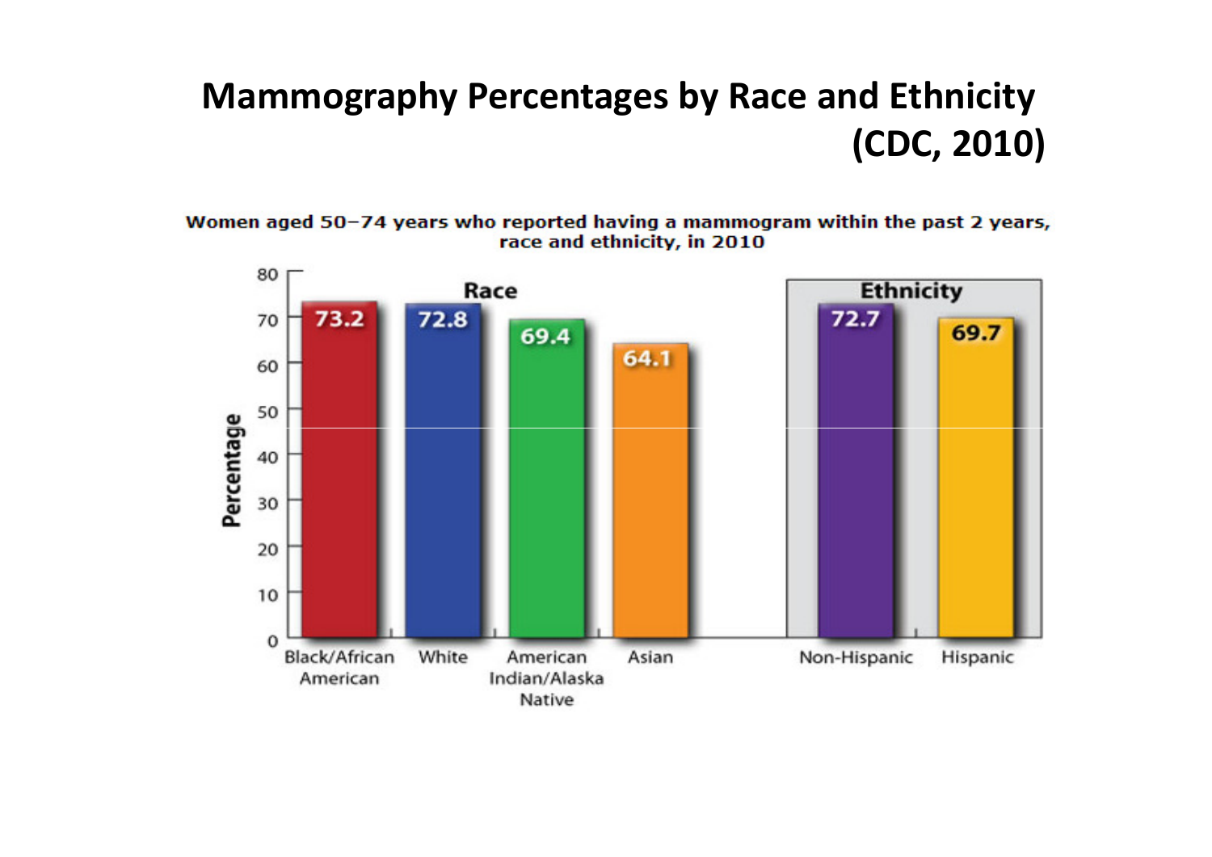# Mammography Percentages by Race and Ethnicity (CDC, 2010)

Women aged 50–74 years who reported having a mammogram within the past 2 years, race and ethnicity, in 2010

| Category | Group | Percentage |
|---|---|---|
| Race | Black/African American | 73.2 |
| Race | White | 72.8 |
| Race | American Indian/Alaska Native | 69.4 |
| Race | Asian | 64.1 |
| Ethnicity | Non-Hispanic | 72.7 |
| Ethnicity | Hispanic | 69.7 |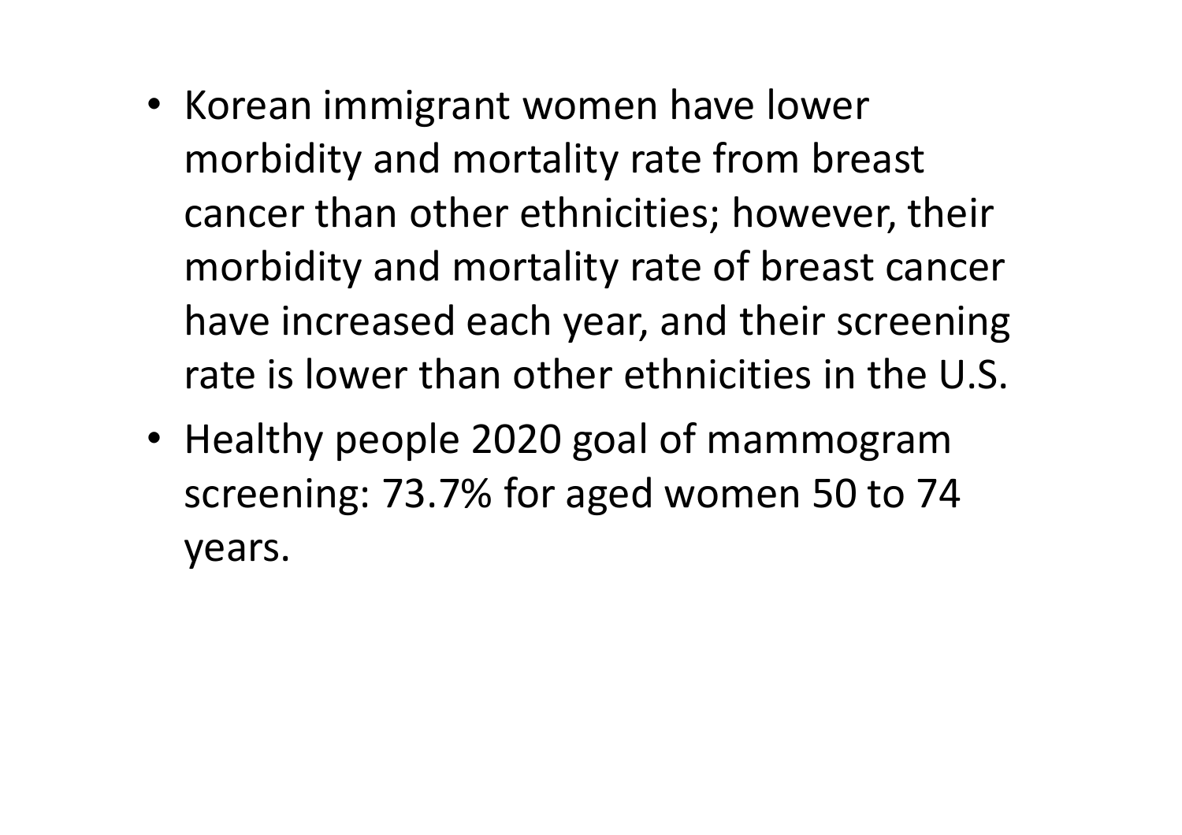- Korean immigrant women have lower morbidity and mortality rate from breast cancer than other ethnicities; however, their morbidity and mortality rate of breast cancer have increased each year, and their screening rate is lower than other ethnicities in the U.S.
- Healthy people 2020 goal of mammogram screening: 73.7% for aged women 50 to 74 years.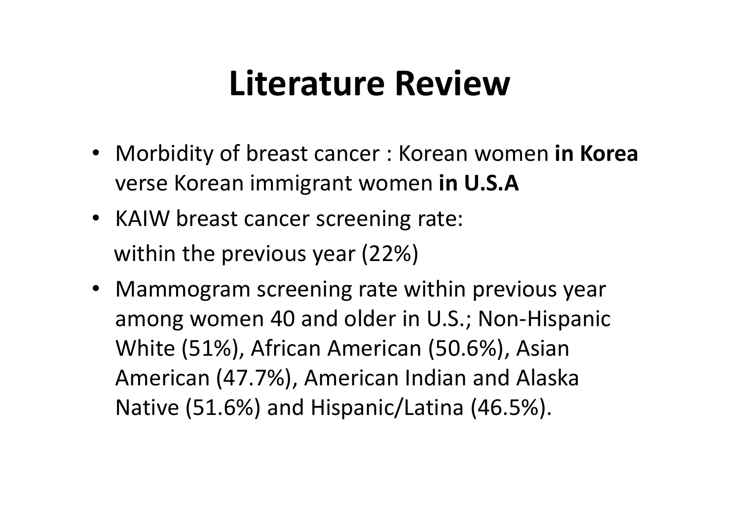# Literature Review

- Morbidity of breast cancer : Korean women **in Korea** verse Korean immigrant women **in U.S.A**
- KAIW breast cancer screening rate:
  within the previous year (22%)
- Mammogram screening rate within previous year among women 40 and older in U.S.; Non-Hispanic White (51%), African American (50.6%), Asian American (47.7%), American Indian and Alaska Native (51.6%) and Hispanic/Latina (46.5%).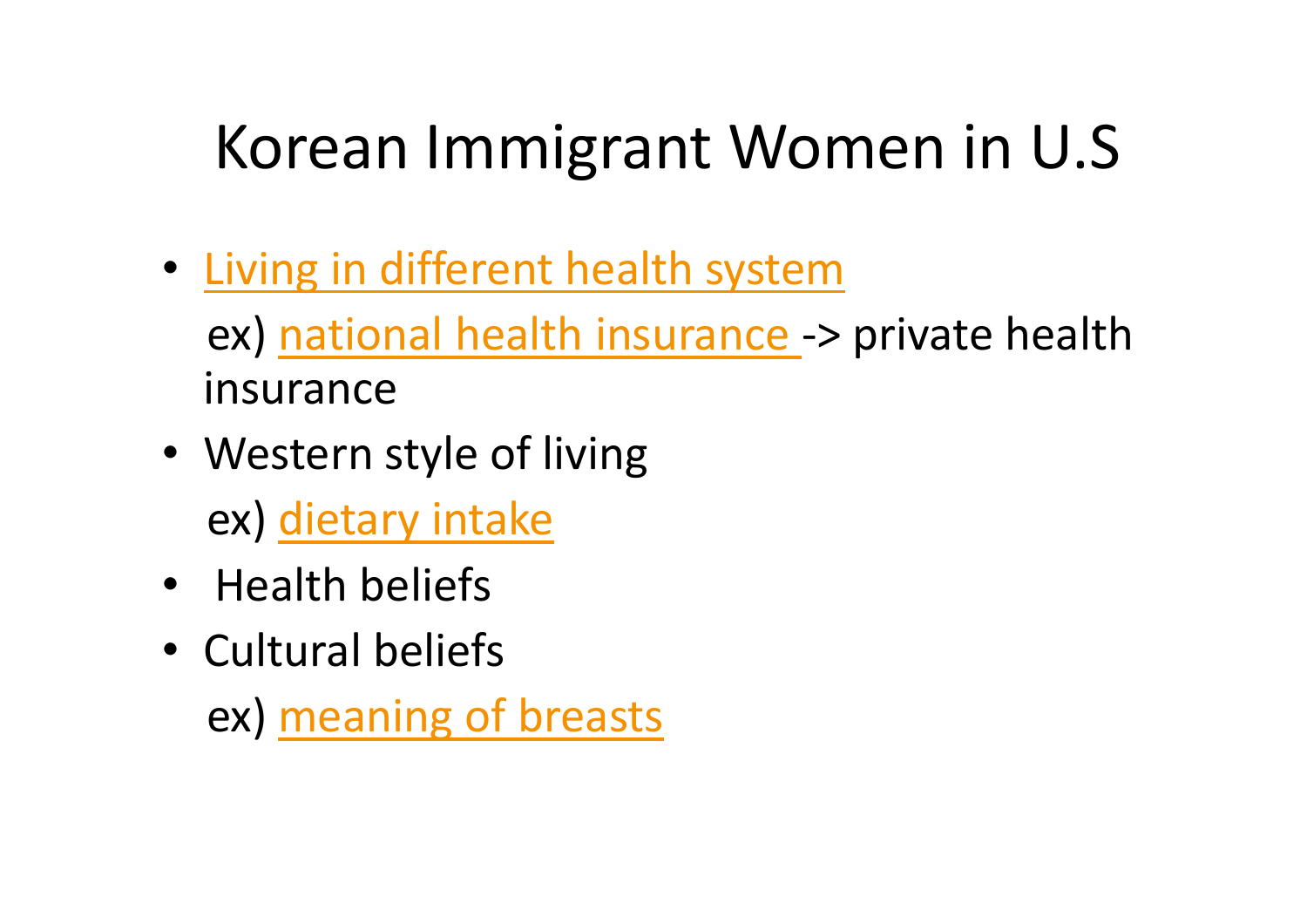# Korean Immigrant Women in U.S

- Living in different health system

  ex) national health insurance -> private health insurance

- Western style of living

  ex) dietary intake

- Health beliefs
- Cultural beliefs

  ex) meaning of breasts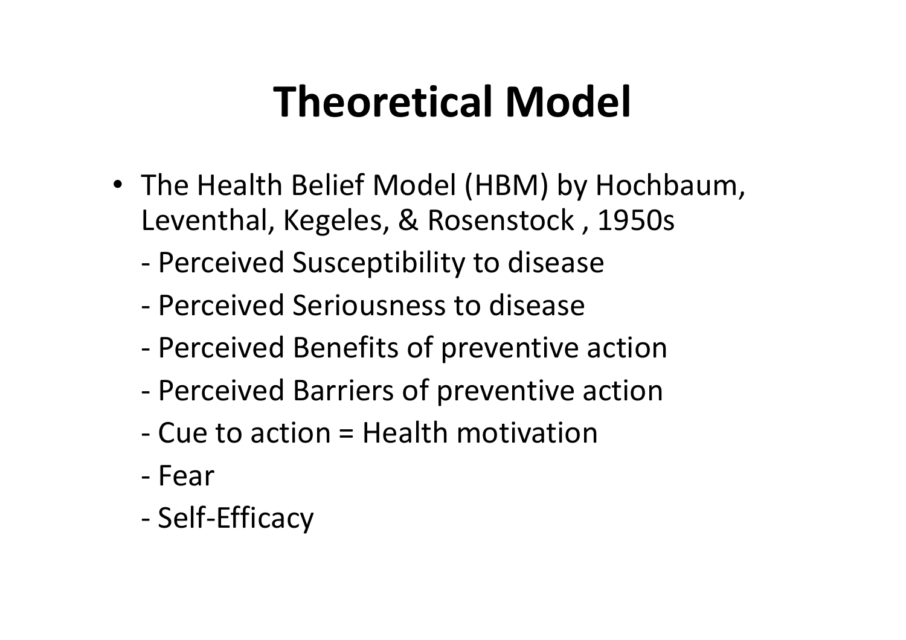# Theoretical Model

- The Health Belief Model (HBM) by Hochbaum, Leventhal, Kegeles, & Rosenstock , 1950s
  - Perceived Susceptibility to disease
  - Perceived Seriousness to disease
  - Perceived Benefits of preventive action
  - Perceived Barriers of preventive action
  - Cue to action = Health motivation
  - Fear
  - Self-Efficacy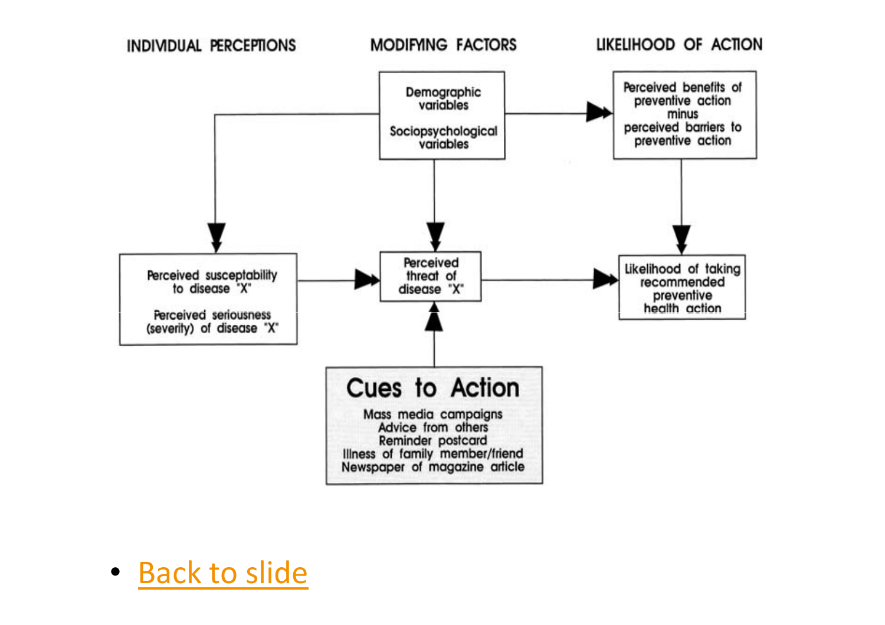INDIVIDUAL PERCEPTIONS | MODIFYING FACTORS | LIKELIHOOD OF ACTION

Demographic variables

Sociopsychological variables

Perceived benefits of preventive action minus perceived barriers to preventive action

Perceived susceptibility to disease "X"

Perceived seriousness (severity) of disease "X"

Perceived threat of disease "X"

Likelihood of taking recommended preventive health action

**Cues to Action**

Mass media campaigns
Advice from others
Reminder postcard
Illness of family member/friend
Newspaper of magazine article

- Back to slide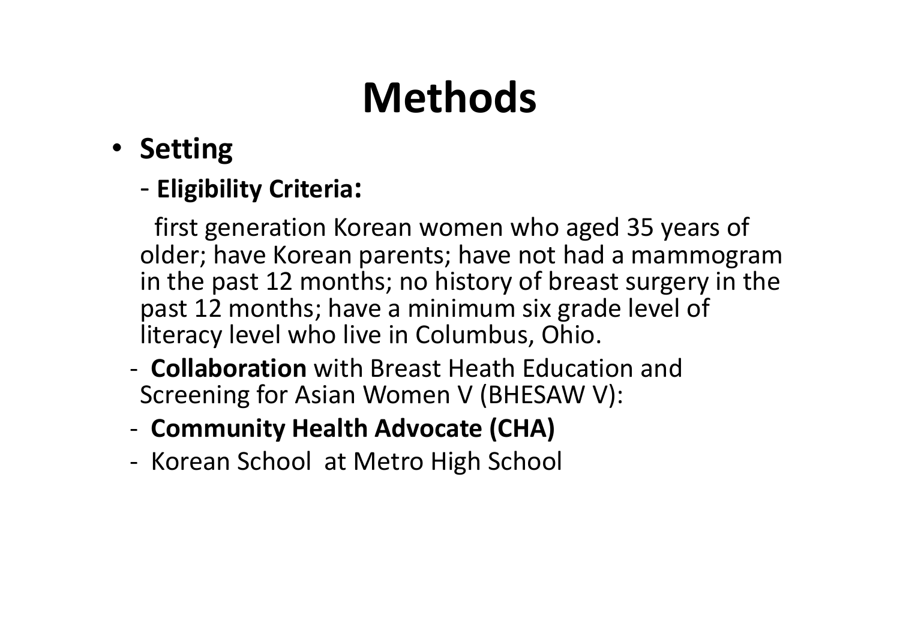# Methods

- **Setting**
  - **Eligibility Criteria:**

    first generation Korean women who aged 35 years of older; have Korean parents; have not had a mammogram in the past 12 months; no history of breast surgery in the past 12 months; have a minimum six grade level of literacy level who live in Columbus, Ohio.
  - **Collaboration** with Breast Heath Education and Screening for Asian Women V (BHESAW V):
  - **Community Health Advocate (CHA)**
  - Korean School at Metro High School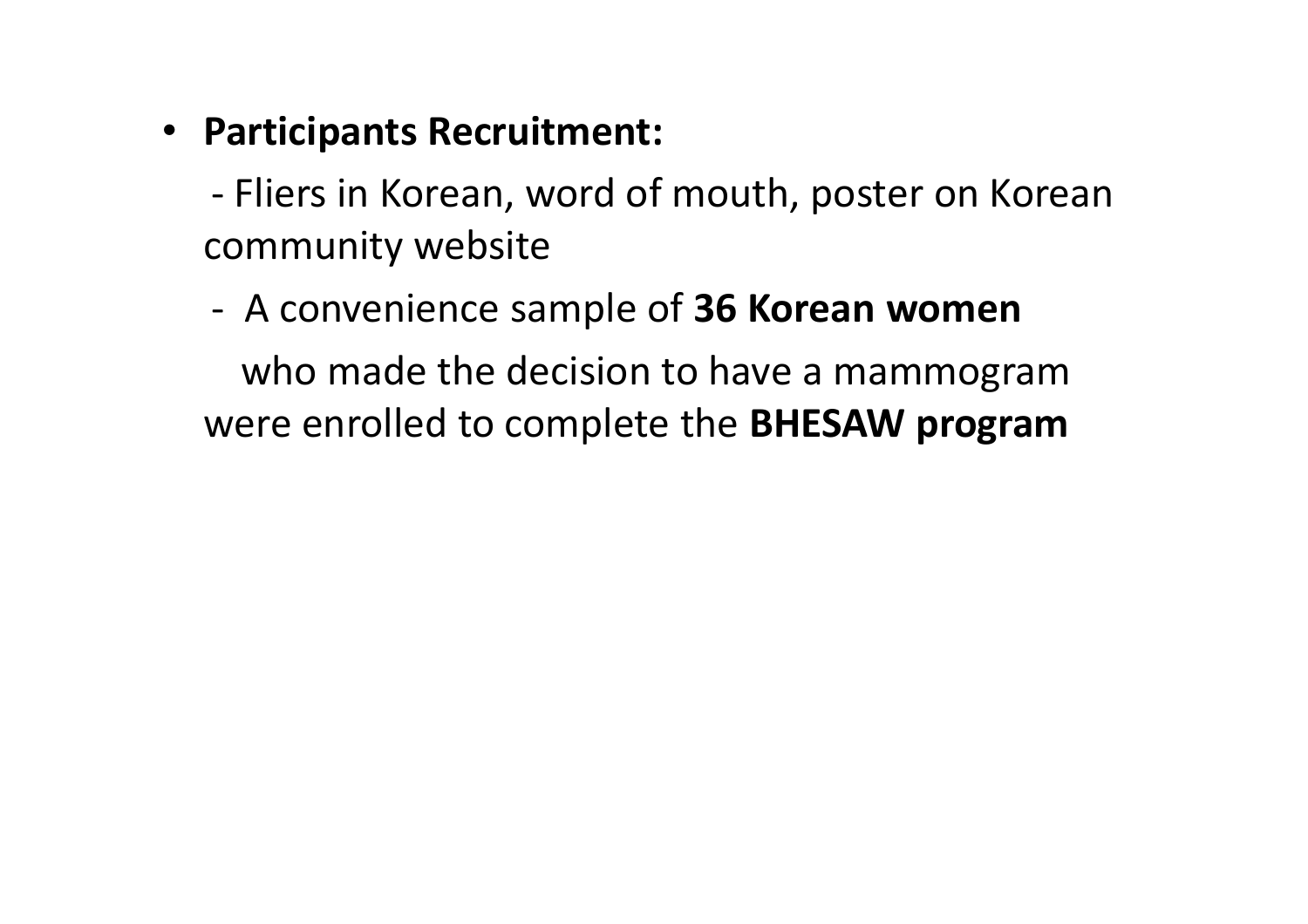- **Participants Recruitment:**

  - Fliers in Korean, word of mouth, poster on Korean community website
  - A convenience sample of **36 Korean women** who made the decision to have a mammogram were enrolled to complete the **BHESAW program**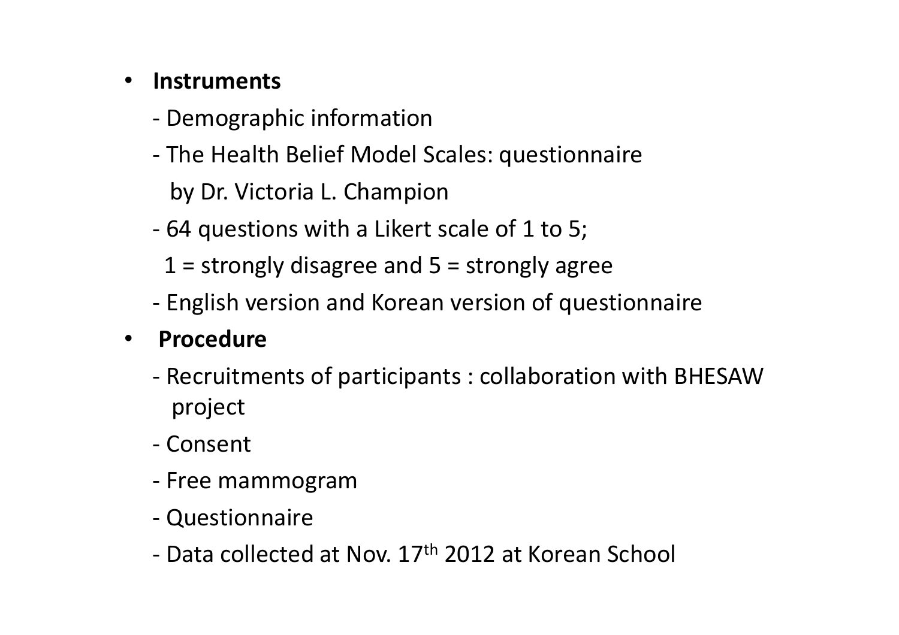- **Instruments**
  - Demographic information
  - The Health Belief Model Scales: questionnaire by Dr. Victoria L. Champion
  - 64 questions with a Likert scale of 1 to 5; 1 = strongly disagree and 5 = strongly agree
  - English version and Korean version of questionnaire
- **Procedure**
  - Recruitments of participants : collaboration with BHESAW project
  - Consent
  - Free mammogram
  - Questionnaire
  - Data collected at Nov. 17th 2012 at Korean School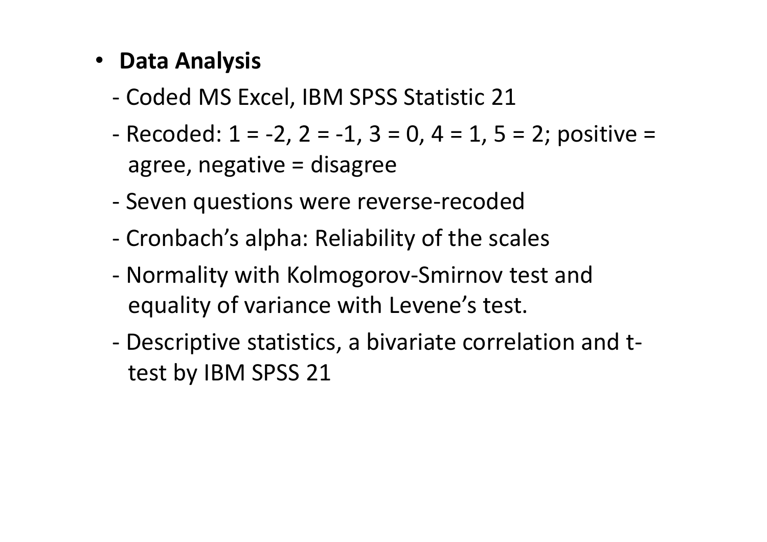- **Data Analysis**

  - Coded MS Excel, IBM SPSS Statistic 21

  - Recoded: 1 = -2, 2 = -1, 3 = 0, 4 = 1, 5 = 2; positive = agree, negative = disagree

  - Seven questions were reverse-recoded

  - Cronbach's alpha: Reliability of the scales

  - Normality with Kolmogorov-Smirnov test and equality of variance with Levene's test.

  - Descriptive statistics, a bivariate correlation and t-test by IBM SPSS 21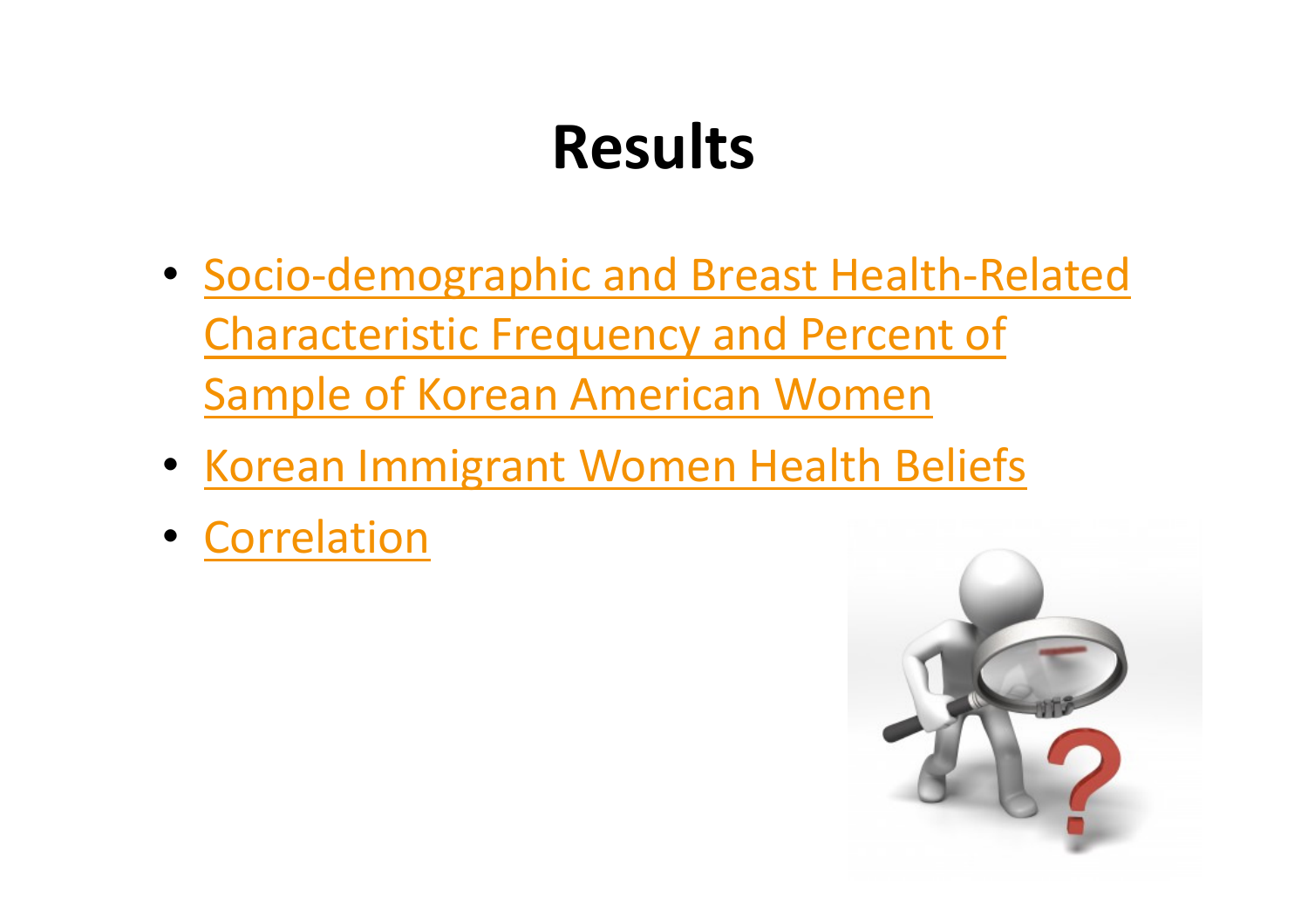# Results

- Socio-demographic and Breast Health-Related Characteristic Frequency and Percent of Sample of Korean American Women
- Korean Immigrant Women Health Beliefs
- Correlation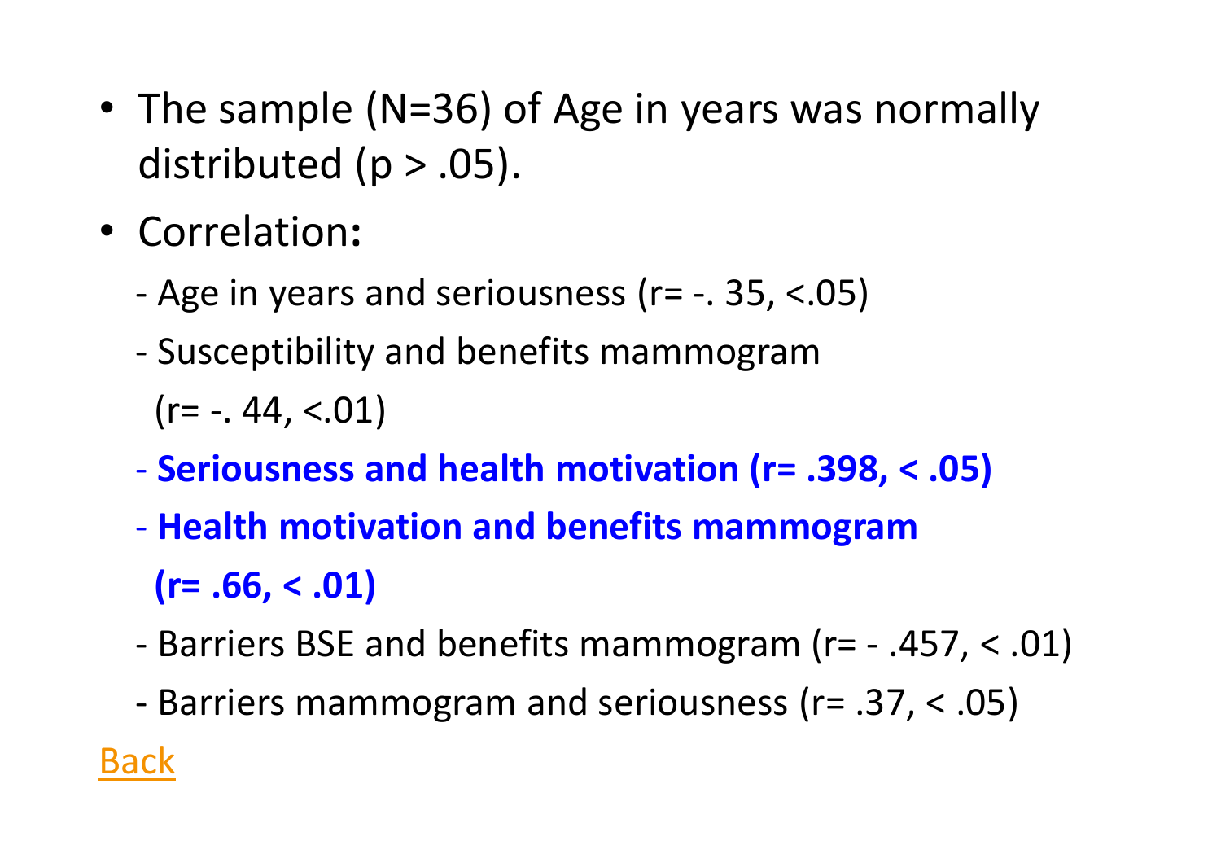- The sample (N=36) of Age in years was normally distributed ($p > .05$).
- Correlation:
  - Age in years and seriousness ($r = -.35, < .05$)
  - Susceptibility and benefits mammogram ($r = -.44, < .01$)
  - **Seriousness and health motivation ($r = .398, < .05$)**
  - **Health motivation and benefits mammogram ($r = .66, < .01$)**
  - Barriers BSE and benefits mammogram ($r = -.457, < .01$)
  - Barriers mammogram and seriousness ($r = .37, < .05$)

Back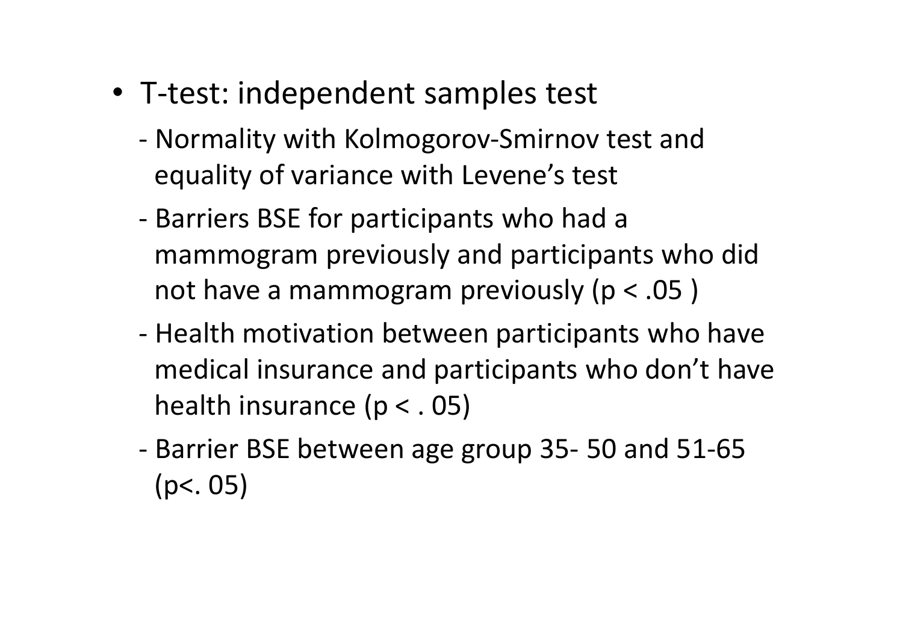- T-test: independent samples test
  - Normality with Kolmogorov-Smirnov test and equality of variance with Levene's test
  - Barriers BSE for participants who had a mammogram previously and participants who did not have a mammogram previously ($p < .05$ )
  - Health motivation between participants who have medical insurance and participants who don't have health insurance ($p < .05$)
  - Barrier BSE between age group 35- 50 and 51-65 ($p < .05$)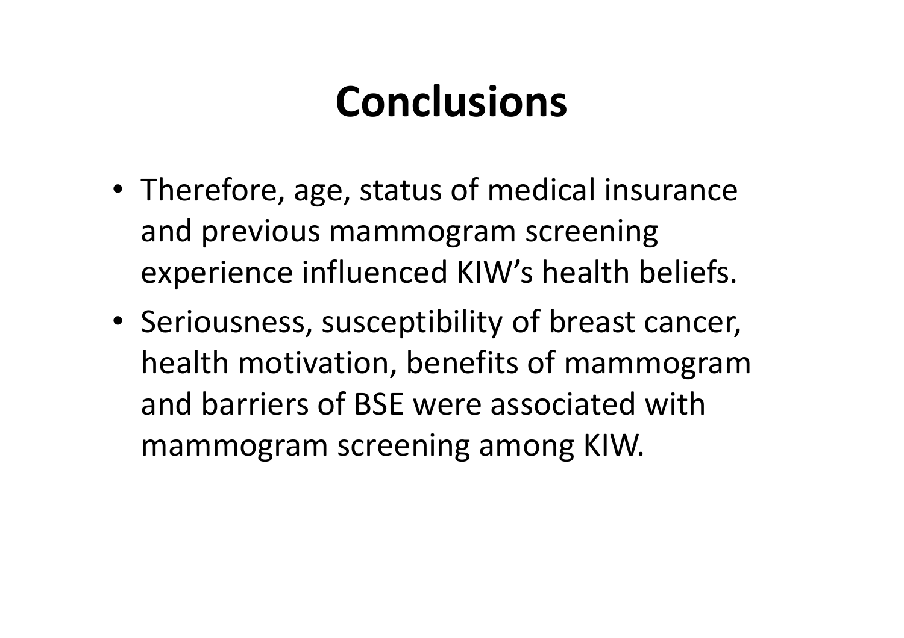# Conclusions

- Therefore, age, status of medical insurance and previous mammogram screening experience influenced KIW's health beliefs.
- Seriousness, susceptibility of breast cancer, health motivation, benefits of mammogram and barriers of BSE were associated with mammogram screening among KIW.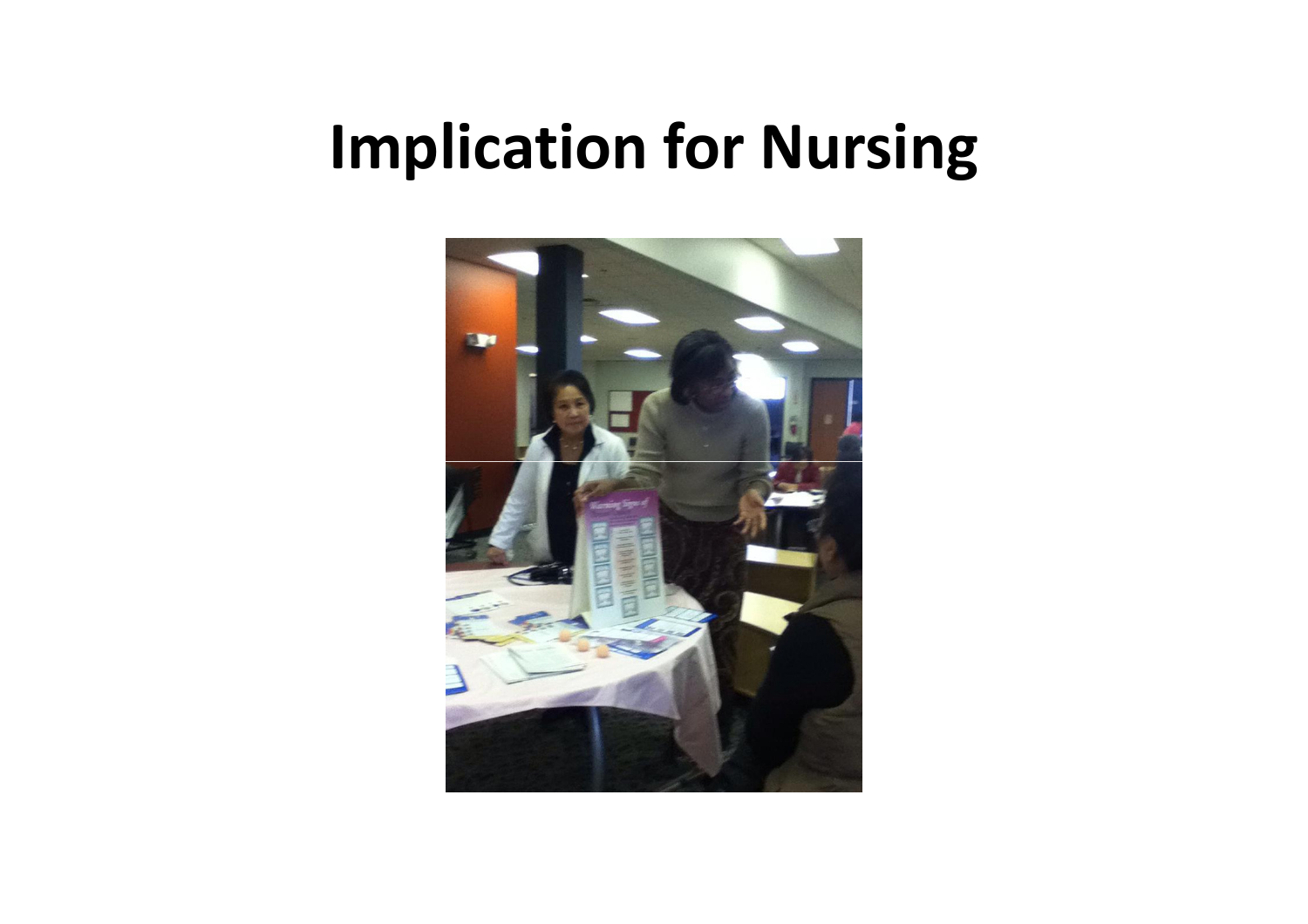# Implication for Nursing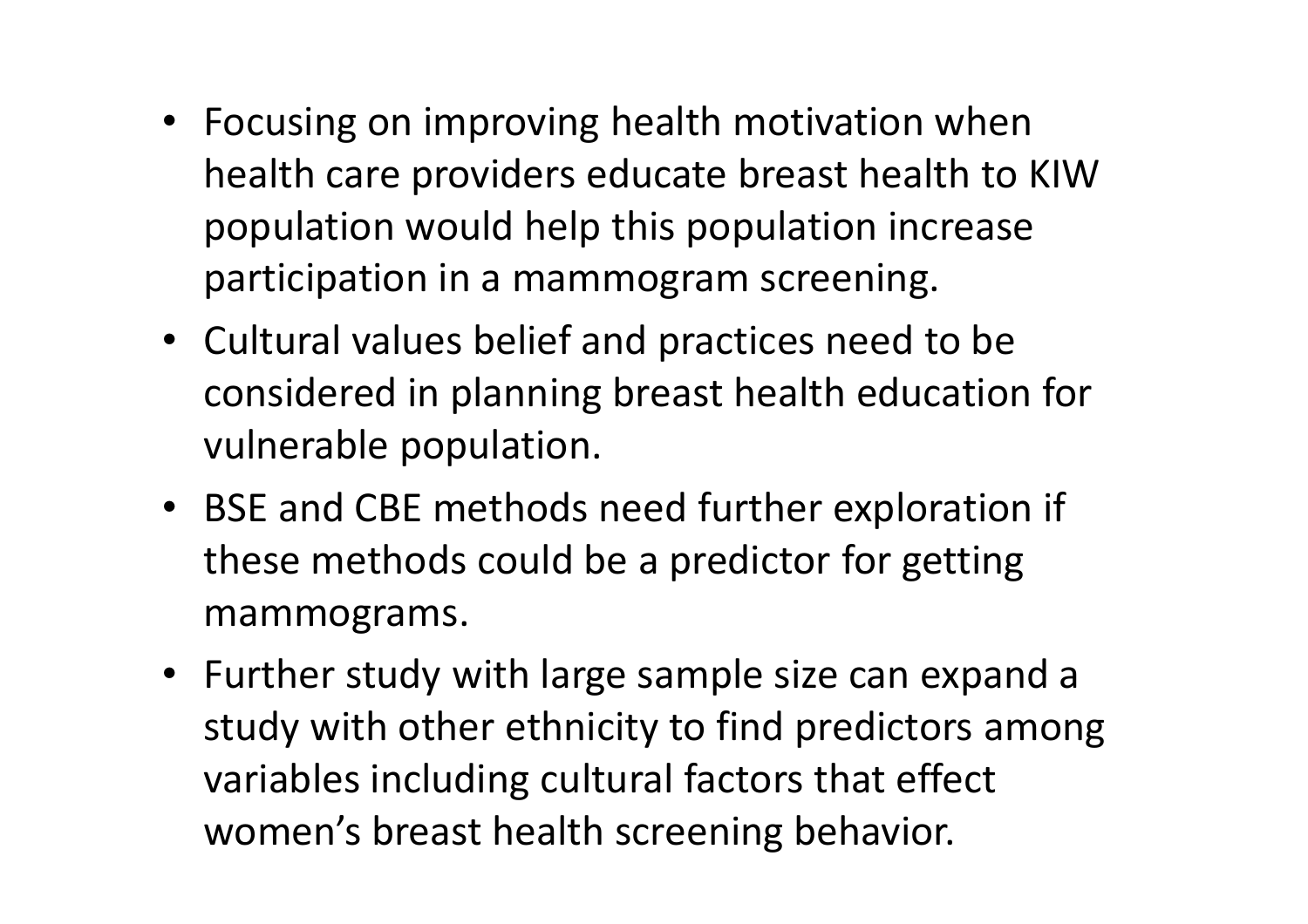- Focusing on improving health motivation when health care providers educate breast health to KIW population would help this population increase participation in a mammogram screening.
- Cultural values belief and practices need to be considered in planning breast health education for vulnerable population.
- BSE and CBE methods need further exploration if these methods could be a predictor for getting mammograms.
- Further study with large sample size can expand a study with other ethnicity to find predictors among variables including cultural factors that effect women's breast health screening behavior.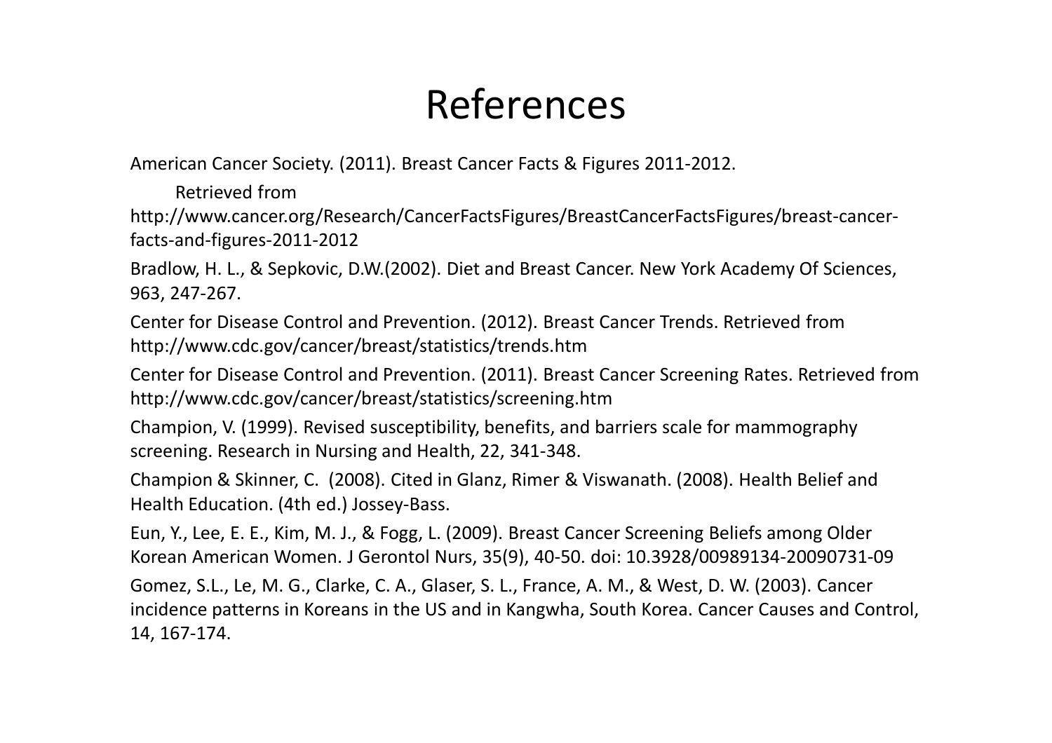# References

American Cancer Society. (2011). Breast Cancer Facts & Figures 2011-2012. Retrieved from http://www.cancer.org/Research/CancerFactsFigures/BreastCancerFactsFigures/breast-cancer-facts-and-figures-2011-2012

Bradlow, H. L., & Sepkovic, D.W.(2002). Diet and Breast Cancer. New York Academy Of Sciences, 963, 247-267.

Center for Disease Control and Prevention. (2012). Breast Cancer Trends. Retrieved from http://www.cdc.gov/cancer/breast/statistics/trends.htm

Center for Disease Control and Prevention. (2011). Breast Cancer Screening Rates. Retrieved from http://www.cdc.gov/cancer/breast/statistics/screening.htm

Champion, V. (1999). Revised susceptibility, benefits, and barriers scale for mammography screening. Research in Nursing and Health, 22, 341-348.

Champion & Skinner, C. (2008). Cited in Glanz, Rimer & Viswanath. (2008). Health Belief and Health Education. (4th ed.) Jossey-Bass.

Eun, Y., Lee, E. E., Kim, M. J., & Fogg, L. (2009). Breast Cancer Screening Beliefs among Older Korean American Women. J Gerontol Nurs, 35(9), 40-50. doi: 10.3928/00989134-20090731-09

Gomez, S.L., Le, M. G., Clarke, C. A., Glaser, S. L., France, A. M., & West, D. W. (2003). Cancer incidence patterns in Koreans in the US and in Kangwha, South Korea. Cancer Causes and Control, 14, 167-174.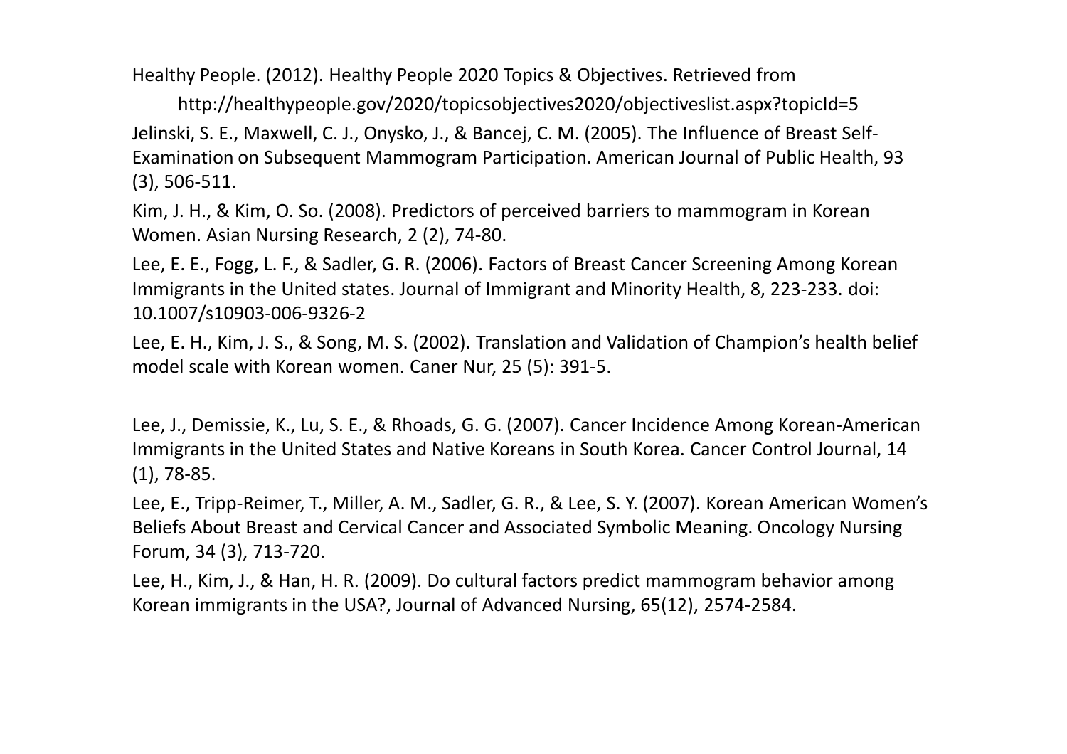Healthy People. (2012). Healthy People 2020 Topics & Objectives. Retrieved from http://healthypeople.gov/2020/topicsobjectives2020/objectiveslist.aspx?topicId=5

Jelinski, S. E., Maxwell, C. J., Onysko, J., & Bancej, C. M. (2005). The Influence of Breast Self-Examination on Subsequent Mammogram Participation. American Journal of Public Health, 93 (3), 506-511.

Kim, J. H., & Kim, O. So. (2008). Predictors of perceived barriers to mammogram in Korean Women. Asian Nursing Research, 2 (2), 74-80.

Lee, E. E., Fogg, L. F., & Sadler, G. R. (2006). Factors of Breast Cancer Screening Among Korean Immigrants in the United states. Journal of Immigrant and Minority Health, 8, 223-233. doi: 10.1007/s10903-006-9326-2

Lee, E. H., Kim, J. S., & Song, M. S. (2002). Translation and Validation of Champion's health belief model scale with Korean women. Caner Nur, 25 (5): 391-5.

Lee, J., Demissie, K., Lu, S. E., & Rhoads, G. G. (2007). Cancer Incidence Among Korean-American Immigrants in the United States and Native Koreans in South Korea. Cancer Control Journal, 14 (1), 78-85.

Lee, E., Tripp-Reimer, T., Miller, A. M., Sadler, G. R., & Lee, S. Y. (2007). Korean American Women's Beliefs About Breast and Cervical Cancer and Associated Symbolic Meaning. Oncology Nursing Forum, 34 (3), 713-720.

Lee, H., Kim, J., & Han, H. R. (2009). Do cultural factors predict mammogram behavior among Korean immigrants in the USA?, Journal of Advanced Nursing, 65(12), 2574-2584.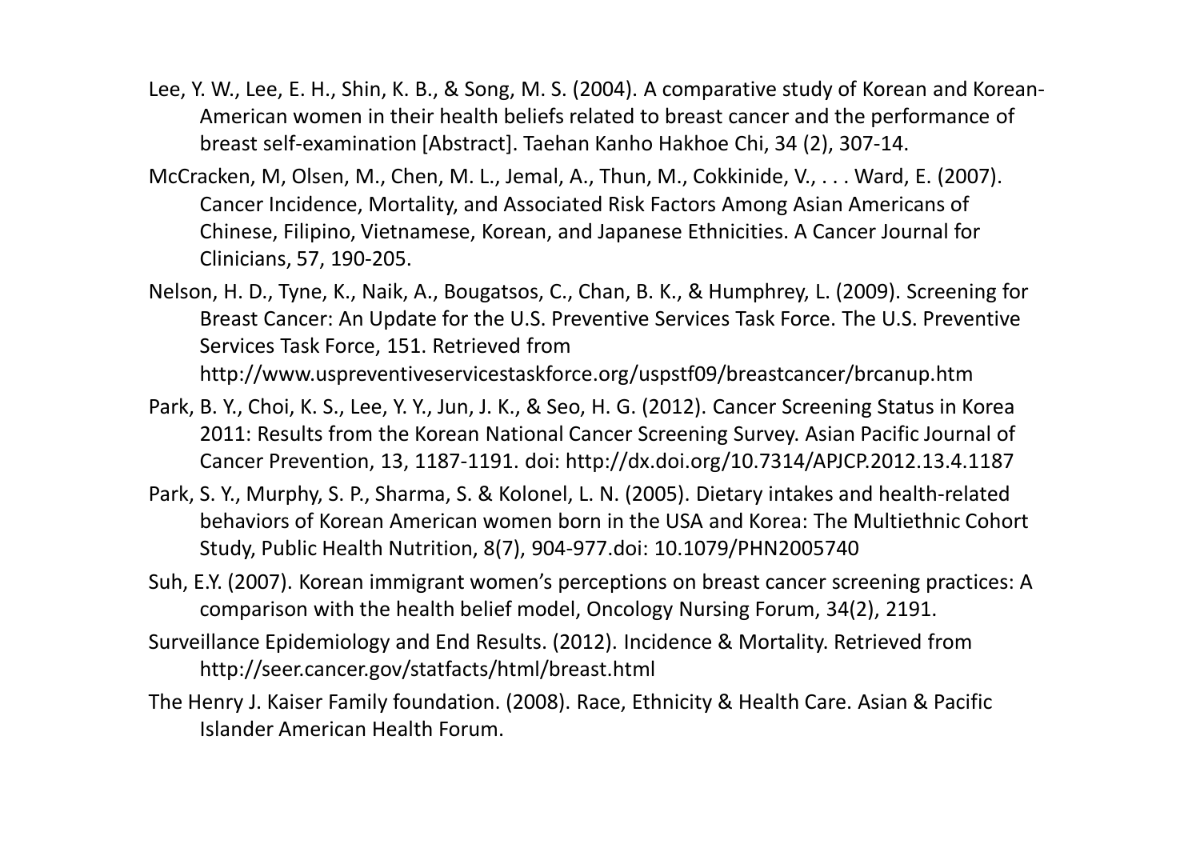Lee, Y. W., Lee, E. H., Shin, K. B., & Song, M. S. (2004). A comparative study of Korean and Korean-American women in their health beliefs related to breast cancer and the performance of breast self-examination [Abstract]. Taehan Kanho Hakhoe Chi, 34 (2), 307-14.

McCracken, M, Olsen, M., Chen, M. L., Jemal, A., Thun, M., Cokkinide, V., . . . Ward, E. (2007). Cancer Incidence, Mortality, and Associated Risk Factors Among Asian Americans of Chinese, Filipino, Vietnamese, Korean, and Japanese Ethnicities. A Cancer Journal for Clinicians, 57, 190-205.

Nelson, H. D., Tyne, K., Naik, A., Bougatsos, C., Chan, B. K., & Humphrey, L. (2009). Screening for Breast Cancer: An Update for the U.S. Preventive Services Task Force. The U.S. Preventive Services Task Force, 151. Retrieved from http://www.uspreventiveservicestaskforce.org/uspstf09/breastcancer/brcanup.htm

Park, B. Y., Choi, K. S., Lee, Y. Y., Jun, J. K., & Seo, H. G. (2012). Cancer Screening Status in Korea 2011: Results from the Korean National Cancer Screening Survey. Asian Pacific Journal of Cancer Prevention, 13, 1187-1191. doi: http://dx.doi.org/10.7314/APJCP.2012.13.4.1187

Park, S. Y., Murphy, S. P., Sharma, S. & Kolonel, L. N. (2005). Dietary intakes and health-related behaviors of Korean American women born in the USA and Korea: The Multiethnic Cohort Study, Public Health Nutrition, 8(7), 904-977.doi: 10.1079/PHN2005740

Suh, E.Y. (2007). Korean immigrant women's perceptions on breast cancer screening practices: A comparison with the health belief model, Oncology Nursing Forum, 34(2), 2191.

Surveillance Epidemiology and End Results. (2012). Incidence & Mortality. Retrieved from http://seer.cancer.gov/statfacts/html/breast.html

The Henry J. Kaiser Family foundation. (2008). Race, Ethnicity & Health Care. Asian & Pacific Islander American Health Forum.